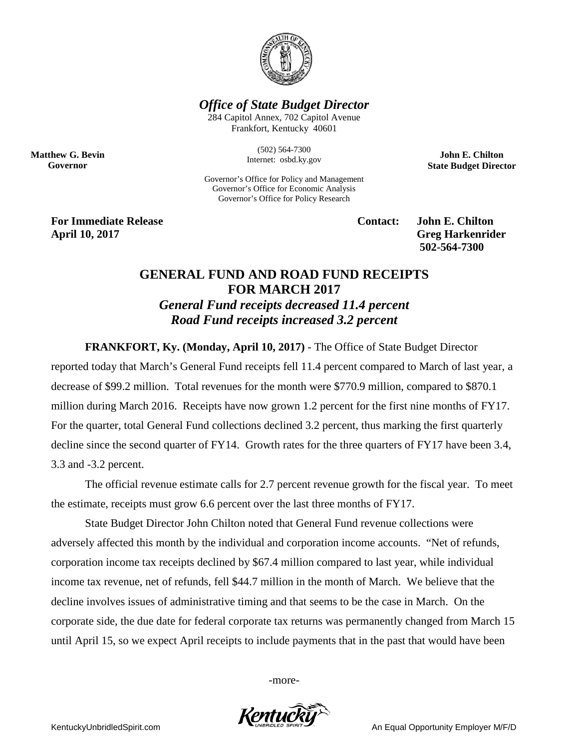***Office of State Budget Director***

284 Capitol Annex, 702 Capitol Avenue
Frankfort, Kentucky 40601

(502) 564-7300
Internet: osbd.ky.gov

Governor's Office for Policy and Management
Governor's Office for Economic Analysis
Governor's Office for Policy Research

**Matthew G. Bevin**
**Governor**

**John E. Chilton**
**State Budget Director**

**For Immediate Release**
**April 10, 2017**

**Contact: John E. Chilton**
**Greg Harkenrider**
**502-564-7300**

# GENERAL FUND AND ROAD FUND RECEIPTS FOR MARCH 2017

### *General Fund receipts decreased 11.4 percent*
### *Road Fund receipts increased 3.2 percent*

**FRANKFORT, Ky. (Monday, April 10, 2017)** - The Office of State Budget Director reported today that March's General Fund receipts fell 11.4 percent compared to March of last year, a decrease of $99.2 million. Total revenues for the month were $770.9 million, compared to $870.1 million during March 2016. Receipts have now grown 1.2 percent for the first nine months of FY17. For the quarter, total General Fund collections declined 3.2 percent, thus marking the first quarterly decline since the second quarter of FY14. Growth rates for the three quarters of FY17 have been 3.4, 3.3 and -3.2 percent.

The official revenue estimate calls for 2.7 percent revenue growth for the fiscal year. To meet the estimate, receipts must grow 6.6 percent over the last three months of FY17.

State Budget Director John Chilton noted that General Fund revenue collections were adversely affected this month by the individual and corporation income accounts. "Net of refunds, corporation income tax receipts declined by $67.4 million compared to last year, while individual income tax revenue, net of refunds, fell $44.7 million in the month of March. We believe that the decline involves issues of administrative timing and that seems to be the case in March. On the corporate side, the due date for federal corporate tax returns was permanently changed from March 15 until April 15, so we expect April receipts to include payments that in the past that would have been

-more-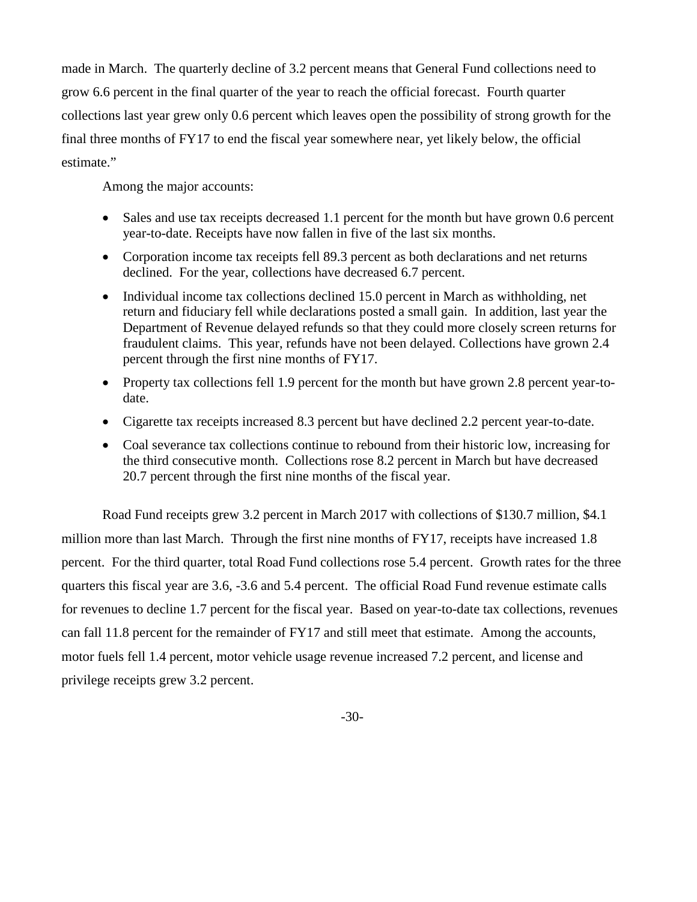made in March. The quarterly decline of 3.2 percent means that General Fund collections need to grow 6.6 percent in the final quarter of the year to reach the official forecast. Fourth quarter collections last year grew only 0.6 percent which leaves open the possibility of strong growth for the final three months of FY17 to end the fiscal year somewhere near, yet likely below, the official estimate."

Among the major accounts:

- Sales and use tax receipts decreased 1.1 percent for the month but have grown 0.6 percent year-to-date. Receipts have now fallen in five of the last six months.
- Corporation income tax receipts fell 89.3 percent as both declarations and net returns declined. For the year, collections have decreased 6.7 percent.
- Individual income tax collections declined 15.0 percent in March as withholding, net return and fiduciary fell while declarations posted a small gain. In addition, last year the Department of Revenue delayed refunds so that they could more closely screen returns for fraudulent claims. This year, refunds have not been delayed. Collections have grown 2.4 percent through the first nine months of FY17.
- Property tax collections fell 1.9 percent for the month but have grown 2.8 percent year-to-date.
- Cigarette tax receipts increased 8.3 percent but have declined 2.2 percent year-to-date.
- Coal severance tax collections continue to rebound from their historic low, increasing for the third consecutive month. Collections rose 8.2 percent in March but have decreased 20.7 percent through the first nine months of the fiscal year.

Road Fund receipts grew 3.2 percent in March 2017 with collections of $130.7 million, $4.1 million more than last March. Through the first nine months of FY17, receipts have increased 1.8 percent. For the third quarter, total Road Fund collections rose 5.4 percent. Growth rates for the three quarters this fiscal year are 3.6, -3.6 and 5.4 percent. The official Road Fund revenue estimate calls for revenues to decline 1.7 percent for the fiscal year. Based on year-to-date tax collections, revenues can fall 11.8 percent for the remainder of FY17 and still meet that estimate. Among the accounts, motor fuels fell 1.4 percent, motor vehicle usage revenue increased 7.2 percent, and license and privilege receipts grew 3.2 percent.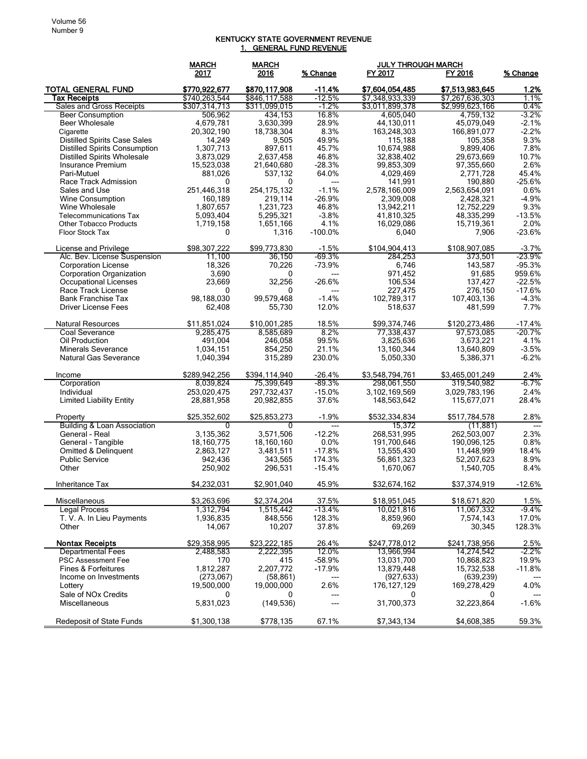## KENTUCKY STATE GOVERNMENT REVENUE
### 1. GENERAL FUND REVENUE

| | MARCH 2017 | MARCH 2016 | % Change | JULY THROUGH MARCH FY 2017 | FY 2016 | % Change |
|---|---|---|---|---|---|---|
| **TOTAL GENERAL FUND** | **$770,922,677** | **$870,117,908** | **-11.4%** | **$7,604,054,485** | **$7,513,983,645** | **1.2%** |
| **Tax Receipts** | $740,263,544 | $846,117,588 | -12.5% | $7,348,933,339 | $7,267,636,303 | 1.1% |
| Sales and Gross Receipts | $307,314,713 | $311,099,015 | -1.2% | $3,011,899,378 | $2,999,623,166 | 0.4% |
| Beer Consumption | 506,962 | 434,153 | 16.8% | 4,605,040 | 4,759,132 | -3.2% |
| Beer Wholesale | 4,679,781 | 3,630,399 | 28.9% | 44,130,011 | 45,079,049 | -2.1% |
| Cigarette | 20,302,190 | 18,738,304 | 8.3% | 163,248,303 | 166,891,077 | -2.2% |
| Distilled Spirits Case Sales | 14,249 | 9,505 | 49.9% | 115,188 | 105,358 | 9.3% |
| Distilled Spirits Consumption | 1,307,713 | 897,611 | 45.7% | 10,674,988 | 9,899,406 | 7.8% |
| Distilled Spirits Wholesale | 3,873,029 | 2,637,458 | 46.8% | 32,838,402 | 29,673,669 | 10.7% |
| Insurance Premium | 15,523,038 | 21,640,680 | -28.3% | 99,853,309 | 97,355,660 | 2.6% |
| Pari-Mutuel | 881,026 | 537,132 | 64.0% | 4,029,469 | 2,771,728 | 45.4% |
| Race Track Admission | 0 | 0 | --- | 141,991 | 190,880 | -25.6% |
| Sales and Use | 251,446,318 | 254,175,132 | -1.1% | 2,578,166,009 | 2,563,654,091 | 0.6% |
| Wine Consumption | 160,189 | 219,114 | -26.9% | 2,309,008 | 2,428,321 | -4.9% |
| Wine Wholesale | 1,807,657 | 1,231,723 | 46.8% | 13,942,211 | 12,752,229 | 9.3% |
| Telecommunications Tax | 5,093,404 | 5,295,321 | -3.8% | 41,810,325 | 48,335,299 | -13.5% |
| Other Tobacco Products | 1,719,158 | 1,651,166 | 4.1% | 16,029,086 | 15,719,361 | 2.0% |
| Floor Stock Tax | 0 | 1,316 | -100.0% | 6,040 | 7,906 | -23.6% |
| | | | | | | |
| License and Privilege | $98,307,222 | $99,773,830 | -1.5% | $104,904,413 | $108,907,085 | -3.7% |
| Alc. Bev. License Suspension | 11,100 | 36,150 | -69.3% | 284,253 | 373,501 | -23.9% |
| Corporation License | 18,326 | 70,226 | -73.9% | 6,746 | 143,587 | -95.3% |
| Corporation Organization | 3,690 | 0 | --- | 971,452 | 91,685 | 959.6% |
| Occupational Licenses | 23,669 | 32,256 | -26.6% | 106,534 | 137,427 | -22.5% |
| Race Track License | 0 | 0 | --- | 227,475 | 276,150 | -17.6% |
| Bank Franchise Tax | 98,188,030 | 99,579,468 | -1.4% | 102,789,317 | 107,403,136 | -4.3% |
| Driver License Fees | 62,408 | 55,730 | 12.0% | 518,637 | 481,599 | 7.7% |
| | | | | | | |
| Natural Resources | $11,851,024 | $10,001,285 | 18.5% | $99,374,746 | $120,273,486 | -17.4% |
| Coal Severance | 9,285,475 | 8,585,689 | 8.2% | 77,338,437 | 97,573,085 | -20.7% |
| Oil Production | 491,004 | 246,058 | 99.5% | 3,825,636 | 3,673,221 | 4.1% |
| Minerals Severance | 1,034,151 | 854,250 | 21.1% | 13,160,344 | 13,640,809 | -3.5% |
| Natural Gas Severance | 1,040,394 | 315,289 | 230.0% | 5,050,330 | 5,386,371 | -6.2% |
| | | | | | | |
| Income | $289,942,256 | $394,114,940 | -26.4% | $3,548,794,761 | $3,465,001,249 | 2.4% |
| Corporation | 8,039,824 | 75,399,649 | -89.3% | 298,061,550 | 319,540,982 | -6.7% |
| Individual | 253,020,475 | 297,732,437 | -15.0% | 3,102,169,569 | 3,029,783,196 | 2.4% |
| Limited Liability Entity | 28,881,958 | 20,982,855 | 37.6% | 148,563,642 | 115,677,071 | 28.4% |
| | | | | | | |
| Property | $25,352,602 | $25,853,273 | -1.9% | $532,334,834 | $517,784,578 | 2.8% |
| Building & Loan Association | 0 | 0 | --- | 15,372 | (11,881) | --- |
| General - Real | 3,135,362 | 3,571,506 | -12.2% | 268,531,995 | 262,503,007 | 2.3% |
| General - Tangible | 18,160,775 | 18,160,160 | 0.0% | 191,700,646 | 190,096,125 | 0.8% |
| Omitted & Delinquent | 2,863,127 | 3,481,511 | -17.8% | 13,555,430 | 11,448,999 | 18.4% |
| Public Service | 942,436 | 343,565 | 174.3% | 56,861,323 | 52,207,623 | 8.9% |
| Other | 250,902 | 296,531 | -15.4% | 1,670,067 | 1,540,705 | 8.4% |
| | | | | | | |
| Inheritance Tax | $4,232,031 | $2,901,040 | 45.9% | $32,674,162 | $37,374,919 | -12.6% |
| | | | | | | |
| Miscellaneous | $3,263,696 | $2,374,204 | 37.5% | $18,951,045 | $18,671,820 | 1.5% |
| Legal Process | 1,312,794 | 1,515,442 | -13.4% | 10,021,816 | 11,067,332 | -9.4% |
| T. V. A. In Lieu Payments | 1,936,835 | 848,556 | 128.3% | 8,859,960 | 7,574,143 | 17.0% |
| Other | 14,067 | 10,207 | 37.8% | 69,269 | 30,345 | 128.3% |
| | | | | | | |
| **Nontax Receipts** | $29,358,995 | $23,222,185 | 26.4% | $247,778,012 | $241,738,956 | 2.5% |
| Departmental Fees | 2,488,583 | 2,222,395 | 12.0% | 13,966,994 | 14,274,542 | -2.2% |
| PSC Assessment Fee | 170 | 415 | -58.9% | 13,031,700 | 10,868,823 | 19.9% |
| Fines & Forfeitures | 1,812,287 | 2,207,772 | -17.9% | 13,879,448 | 15,732,538 | -11.8% |
| Income on Investments | (273,067) | (58,861) | --- | (927,633) | (639,239) | --- |
| Lottery | 19,500,000 | 19,000,000 | 2.6% | 176,127,129 | 169,278,429 | 4.0% |
| Sale of NOx Credits | 0 | 0 | --- | 0 | 0 | --- |
| Miscellaneous | 5,831,023 | (149,536) | --- | 31,700,373 | 32,223,864 | -1.6% |
| | | | | | | |
| Redeposit of State Funds | $1,300,138 | $778,135 | 67.1% | $7,343,134 | $4,608,385 | 59.3% |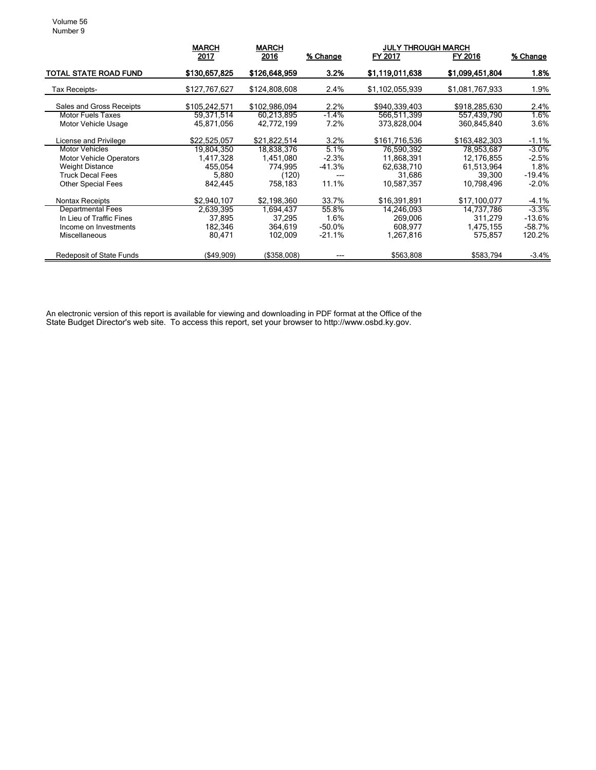| | MARCH 2017 | MARCH 2016 | % Change | JULY THROUGH MARCH FY 2017 | FY 2016 | % Change |
|---|---|---|---|---|---|---|
| **TOTAL STATE ROAD FUND** | **$130,657,825** | **$126,648,959** | **3.2%** | **$1,119,011,638** | **$1,099,451,804** | **1.8%** |
| Tax Receipts- | $127,767,627 | $124,808,608 | 2.4% | $1,102,055,939 | $1,081,767,933 | 1.9% |
| Sales and Gross Receipts | $105,242,571 | $102,986,094 | 2.2% | $940,339,403 | $918,285,630 | 2.4% |
| Motor Fuels Taxes | 59,371,514 | 60,213,895 | -1.4% | 566,511,399 | 557,439,790 | 1.6% |
| Motor Vehicle Usage | 45,871,056 | 42,772,199 | 7.2% | 373,828,004 | 360,845,840 | 3.6% |
| License and Privilege | $22,525,057 | $21,822,514 | 3.2% | $161,716,536 | $163,482,303 | -1.1% |
| Motor Vehicles | 19,804,350 | 18,838,376 | 5.1% | 76,590,392 | 78,953,687 | -3.0% |
| Motor Vehicle Operators | 1,417,328 | 1,451,080 | -2.3% | 11,868,391 | 12,176,855 | -2.5% |
| Weight Distance | 455,054 | 774,995 | -41.3% | 62,638,710 | 61,513,964 | 1.8% |
| Truck Decal Fees | 5,880 | (120) | --- | 31,686 | 39,300 | -19.4% |
| Other Special Fees | 842,445 | 758,183 | 11.1% | 10,587,357 | 10,798,496 | -2.0% |
| Nontax Receipts | $2,940,107 | $2,198,360 | 33.7% | $16,391,891 | $17,100,077 | -4.1% |
| Departmental Fees | 2,639,395 | 1,694,437 | 55.8% | 14,246,093 | 14,737,786 | -3.3% |
| In Lieu of Traffic Fines | 37,895 | 37,295 | 1.6% | 269,006 | 311,279 | -13.6% |
| Income on Investments | 182,346 | 364,619 | -50.0% | 608,977 | 1,475,155 | -58.7% |
| Miscellaneous | 80,471 | 102,009 | -21.1% | 1,267,816 | 575,857 | 120.2% |
| Redeposit of State Funds | ($49,909) | ($358,008) | --- | $563,808 | $583,794 | -3.4% |

An electronic version of this report is available for viewing and downloading in PDF format at the Office of the State Budget Director's web site. To access this report, set your browser to http://www.osbd.ky.gov.